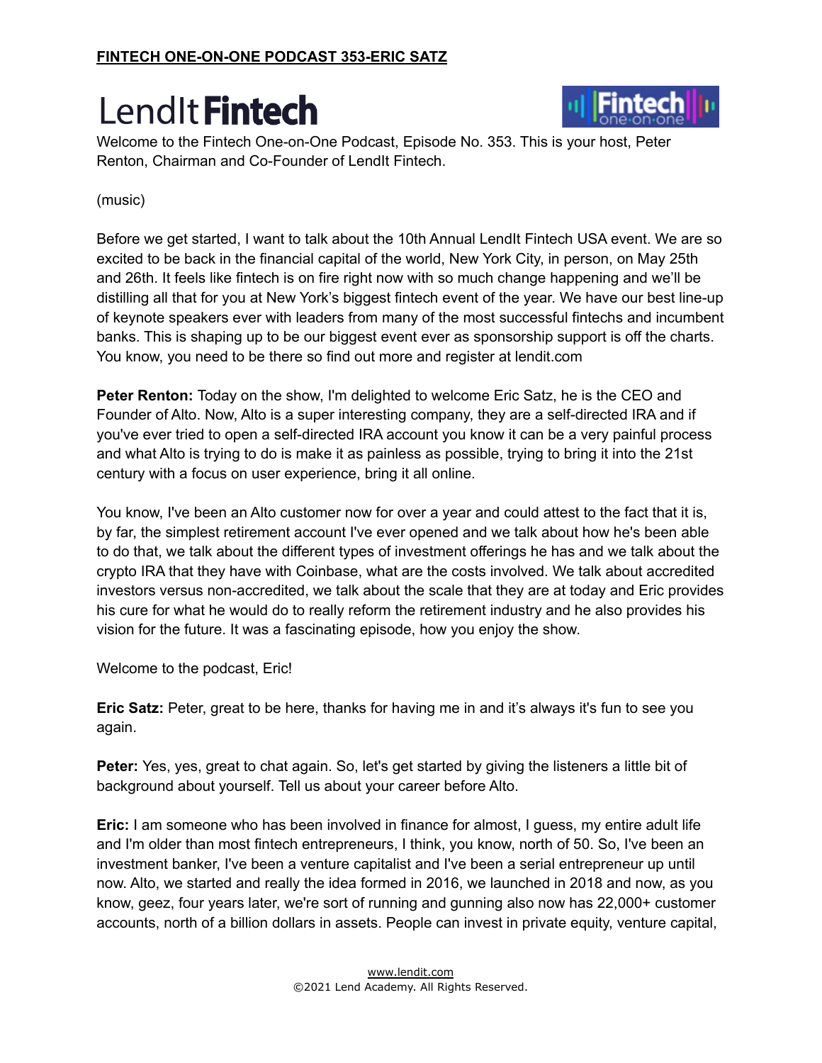**FINTECH ONE-ON-ONE PODCAST 353-ERIC SATZ**

Welcome to the Fintech One-on-One Podcast, Episode No. 353. This is your host, Peter Renton, Chairman and Co-Founder of LendIt Fintech.

(music)

Before we get started, I want to talk about the 10th Annual LendIt Fintech USA event. We are so excited to be back in the financial capital of the world, New York City, in person, on May 25th and 26th. It feels like fintech is on fire right now with so much change happening and we'll be distilling all that for you at New York's biggest fintech event of the year. We have our best line-up of keynote speakers ever with leaders from many of the most successful fintechs and incumbent banks. This is shaping up to be our biggest event ever as sponsorship support is off the charts. You know, you need to be there so find out more and register at lendit.com

**Peter Renton:** Today on the show, I'm delighted to welcome Eric Satz, he is the CEO and Founder of Alto. Now, Alto is a super interesting company, they are a self-directed IRA and if you've ever tried to open a self-directed IRA account you know it can be a very painful process and what Alto is trying to do is make it as painless as possible, trying to bring it into the 21st century with a focus on user experience, bring it all online.

You know, I've been an Alto customer now for over a year and could attest to the fact that it is, by far, the simplest retirement account I've ever opened and we talk about how he's been able to do that, we talk about the different types of investment offerings he has and we talk about the crypto IRA that they have with Coinbase, what are the costs involved. We talk about accredited investors versus non-accredited, we talk about the scale that they are at today and Eric provides his cure for what he would do to really reform the retirement industry and he also provides his vision for the future. It was a fascinating episode, how you enjoy the show.

Welcome to the podcast, Eric!

**Eric Satz:** Peter, great to be here, thanks for having me in and it's always it's fun to see you again.

**Peter:** Yes, yes, great to chat again. So, let's get started by giving the listeners a little bit of background about yourself. Tell us about your career before Alto.

**Eric:** I am someone who has been involved in finance for almost, I guess, my entire adult life and I'm older than most fintech entrepreneurs, I think, you know, north of 50. So, I've been an investment banker, I've been a venture capitalist and I've been a serial entrepreneur up until now. Alto, we started and really the idea formed in 2016, we launched in 2018 and now, as you know, geez, four years later, we're sort of running and gunning also now has 22,000+ customer accounts, north of a billion dollars in assets. People can invest in private equity, venture capital,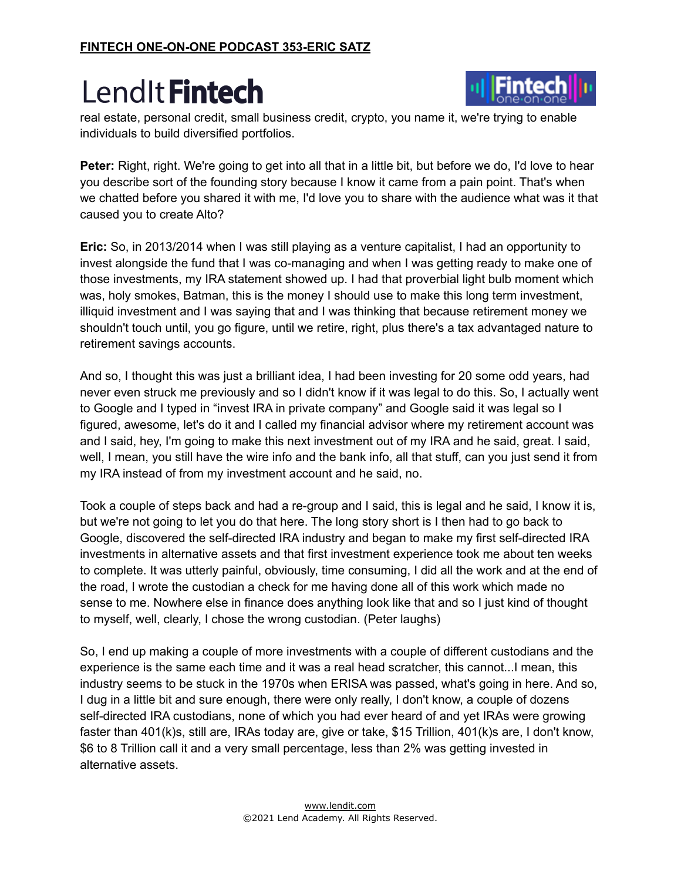real estate, personal credit, small business credit, crypto, you name it, we're trying to enable individuals to build diversified portfolios.

**Peter:** Right, right. We're going to get into all that in a little bit, but before we do, I'd love to hear you describe sort of the founding story because I know it came from a pain point. That's when we chatted before you shared it with me, I'd love you to share with the audience what was it that caused you to create Alto?

**Eric:** So, in 2013/2014 when I was still playing as a venture capitalist, I had an opportunity to invest alongside the fund that I was co-managing and when I was getting ready to make one of those investments, my IRA statement showed up. I had that proverbial light bulb moment which was, holy smokes, Batman, this is the money I should use to make this long term investment, illiquid investment and I was saying that and I was thinking that because retirement money we shouldn't touch until, you go figure, until we retire, right, plus there's a tax advantaged nature to retirement savings accounts.

And so, I thought this was just a brilliant idea, I had been investing for 20 some odd years, had never even struck me previously and so I didn't know if it was legal to do this. So, I actually went to Google and I typed in "invest IRA in private company" and Google said it was legal so I figured, awesome, let's do it and I called my financial advisor where my retirement account was and I said, hey, I'm going to make this next investment out of my IRA and he said, great. I said, well, I mean, you still have the wire info and the bank info, all that stuff, can you just send it from my IRA instead of from my investment account and he said, no.

Took a couple of steps back and had a re-group and I said, this is legal and he said, I know it is, but we're not going to let you do that here. The long story short is I then had to go back to Google, discovered the self-directed IRA industry and began to make my first self-directed IRA investments in alternative assets and that first investment experience took me about ten weeks to complete. It was utterly painful, obviously, time consuming, I did all the work and at the end of the road, I wrote the custodian a check for me having done all of this work which made no sense to me. Nowhere else in finance does anything look like that and so I just kind of thought to myself, well, clearly, I chose the wrong custodian. (Peter laughs)

So, I end up making a couple of more investments with a couple of different custodians and the experience is the same each time and it was a real head scratcher, this cannot...I mean, this industry seems to be stuck in the 1970s when ERISA was passed, what's going in here. And so, I dug in a little bit and sure enough, there were only really, I don't know, a couple of dozens self-directed IRA custodians, none of which you had ever heard of and yet IRAs were growing faster than 401(k)s, still are, IRAs today are, give or take, $15 Trillion, 401(k)s are, I don't know, $6 to 8 Trillion call it and a very small percentage, less than 2% was getting invested in alternative assets.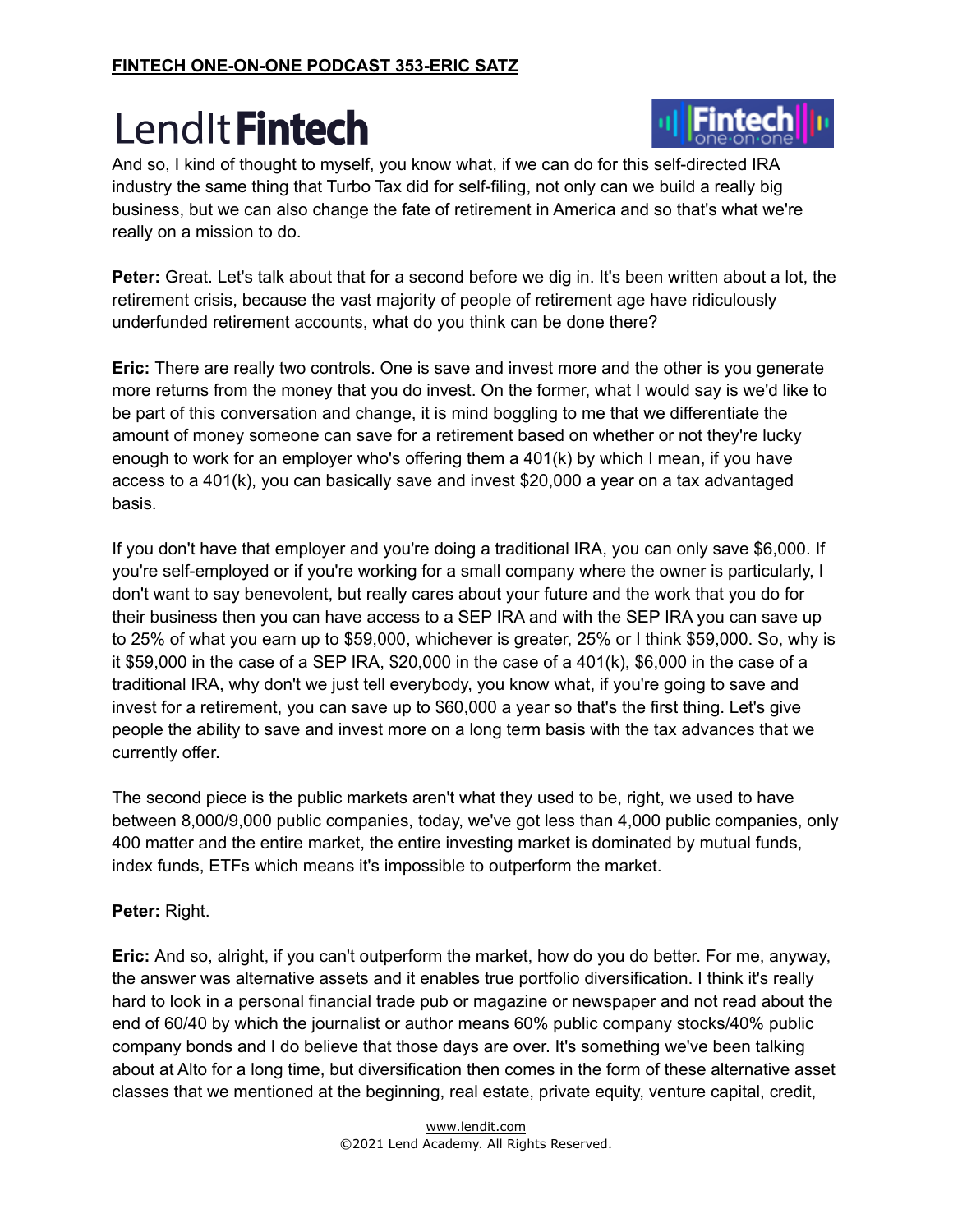And so, I kind of thought to myself, you know what, if we can do for this self-directed IRA industry the same thing that Turbo Tax did for self-filing, not only can we build a really big business, but we can also change the fate of retirement in America and so that's what we're really on a mission to do.

**Peter:** Great. Let's talk about that for a second before we dig in. It's been written about a lot, the retirement crisis, because the vast majority of people of retirement age have ridiculously underfunded retirement accounts, what do you think can be done there?

**Eric:** There are really two controls. One is save and invest more and the other is you generate more returns from the money that you do invest. On the former, what I would say is we'd like to be part of this conversation and change, it is mind boggling to me that we differentiate the amount of money someone can save for a retirement based on whether or not they're lucky enough to work for an employer who's offering them a 401(k) by which I mean, if you have access to a 401(k), you can basically save and invest $20,000 a year on a tax advantaged basis.

If you don't have that employer and you're doing a traditional IRA, you can only save $6,000. If you're self-employed or if you're working for a small company where the owner is particularly, I don't want to say benevolent, but really cares about your future and the work that you do for their business then you can have access to a SEP IRA and with the SEP IRA you can save up to 25% of what you earn up to $59,000, whichever is greater, 25% or I think $59,000. So, why is it $59,000 in the case of a SEP IRA, $20,000 in the case of a 401(k), $6,000 in the case of a traditional IRA, why don't we just tell everybody, you know what, if you're going to save and invest for a retirement, you can save up to $60,000 a year so that's the first thing. Let's give people the ability to save and invest more on a long term basis with the tax advances that we currently offer.

The second piece is the public markets aren't what they used to be, right, we used to have between 8,000/9,000 public companies, today, we've got less than 4,000 public companies, only 400 matter and the entire market, the entire investing market is dominated by mutual funds, index funds, ETFs which means it's impossible to outperform the market.

**Peter:** Right.

**Eric:** And so, alright, if you can't outperform the market, how do you do better. For me, anyway, the answer was alternative assets and it enables true portfolio diversification. I think it's really hard to look in a personal financial trade pub or magazine or newspaper and not read about the end of 60/40 by which the journalist or author means 60% public company stocks/40% public company bonds and I do believe that those days are over. It's something we've been talking about at Alto for a long time, but diversification then comes in the form of these alternative asset classes that we mentioned at the beginning, real estate, private equity, venture capital, credit,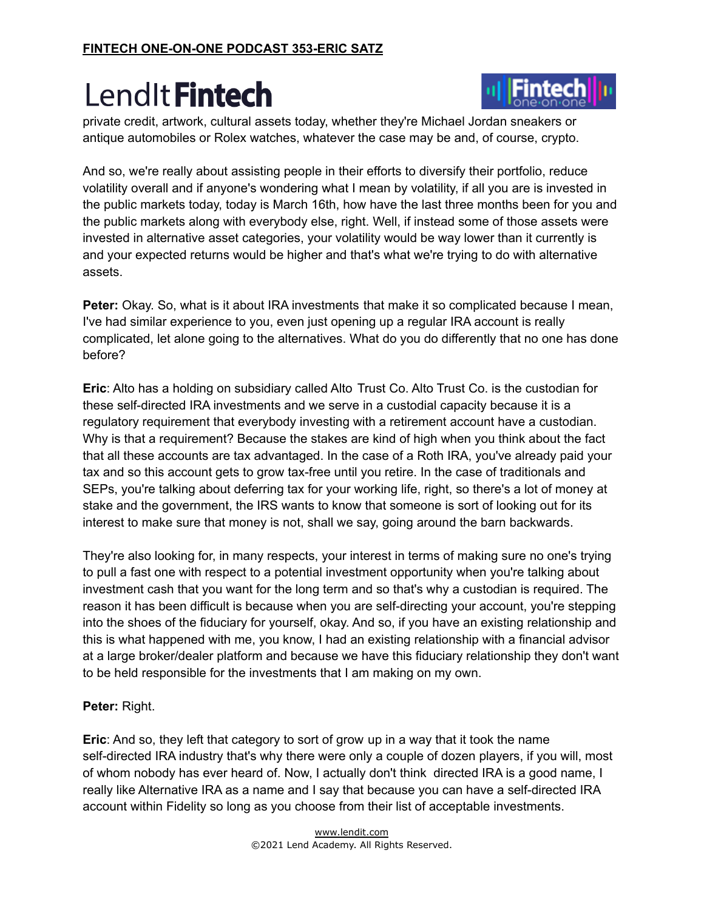private credit, artwork, cultural assets today, whether they're Michael Jordan sneakers or antique automobiles or Rolex watches, whatever the case may be and, of course, crypto.

And so, we're really about assisting people in their efforts to diversify their portfolio, reduce volatility overall and if anyone's wondering what I mean by volatility, if all you are is invested in the public markets today, today is March 16th, how have the last three months been for you and the public markets along with everybody else, right. Well, if instead some of those assets were invested in alternative asset categories, your volatility would be way lower than it currently is and your expected returns would be higher and that's what we're trying to do with alternative assets.

**Peter:** Okay. So, what is it about IRA investments that make it so complicated because I mean, I've had similar experience to you, even just opening up a regular IRA account is really complicated, let alone going to the alternatives. What do you do differently that no one has done before?

**Eric**: Alto has a holding on subsidiary called Alto Trust Co. Alto Trust Co. is the custodian for these self-directed IRA investments and we serve in a custodial capacity because it is a regulatory requirement that everybody investing with a retirement account have a custodian. Why is that a requirement? Because the stakes are kind of high when you think about the fact that all these accounts are tax advantaged. In the case of a Roth IRA, you've already paid your tax and so this account gets to grow tax-free until you retire. In the case of traditionals and SEPs, you're talking about deferring tax for your working life, right, so there's a lot of money at stake and the government, the IRS wants to know that someone is sort of looking out for its interest to make sure that money is not, shall we say, going around the barn backwards.

They're also looking for, in many respects, your interest in terms of making sure no one's trying to pull a fast one with respect to a potential investment opportunity when you're talking about investment cash that you want for the long term and so that's why a custodian is required. The reason it has been difficult is because when you are self-directing your account, you're stepping into the shoes of the fiduciary for yourself, okay. And so, if you have an existing relationship and this is what happened with me, you know, I had an existing relationship with a financial advisor at a large broker/dealer platform and because we have this fiduciary relationship they don't want to be held responsible for the investments that I am making on my own.

**Peter:** Right.

**Eric**: And so, they left that category to sort of grow up in a way that it took the name self-directed IRA industry that's why there were only a couple of dozen players, if you will, most of whom nobody has ever heard of. Now, I actually don't think directed IRA is a good name, I really like Alternative IRA as a name and I say that because you can have a self-directed IRA account within Fidelity so long as you choose from their list of acceptable investments.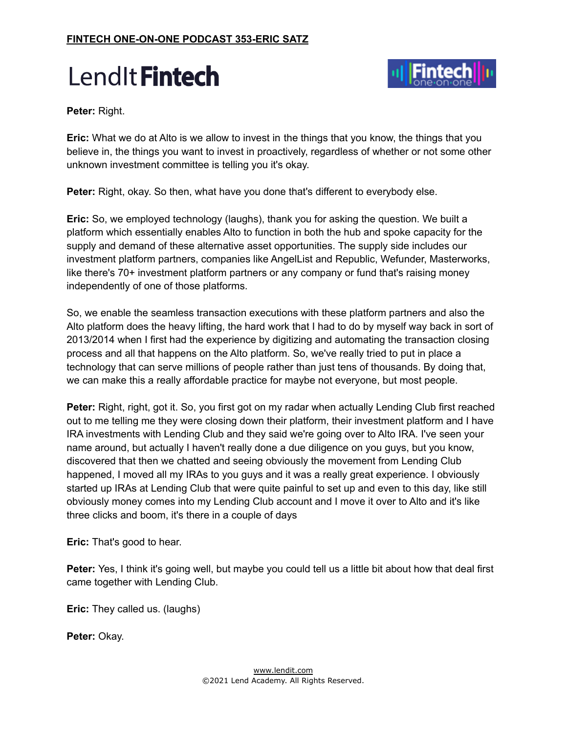**Peter:** Right.

**Eric:** What we do at Alto is we allow to invest in the things that you know, the things that you believe in, the things you want to invest in proactively, regardless of whether or not some other unknown investment committee is telling you it's okay.

**Peter:** Right, okay. So then, what have you done that's different to everybody else.

**Eric:** So, we employed technology (laughs), thank you for asking the question. We built a platform which essentially enables Alto to function in both the hub and spoke capacity for the supply and demand of these alternative asset opportunities. The supply side includes our investment platform partners, companies like AngelList and Republic, Wefunder, Masterworks, like there's 70+ investment platform partners or any company or fund that's raising money independently of one of those platforms.

So, we enable the seamless transaction executions with these platform partners and also the Alto platform does the heavy lifting, the hard work that I had to do by myself way back in sort of 2013/2014 when I first had the experience by digitizing and automating the transaction closing process and all that happens on the Alto platform. So, we've really tried to put in place a technology that can serve millions of people rather than just tens of thousands. By doing that, we can make this a really affordable practice for maybe not everyone, but most people.

**Peter:** Right, right, got it. So, you first got on my radar when actually Lending Club first reached out to me telling me they were closing down their platform, their investment platform and I have IRA investments with Lending Club and they said we're going over to Alto IRA. I've seen your name around, but actually I haven't really done a due diligence on you guys, but you know, discovered that then we chatted and seeing obviously the movement from Lending Club happened, I moved all my IRAs to you guys and it was a really great experience. I obviously started up IRAs at Lending Club that were quite painful to set up and even to this day, like still obviously money comes into my Lending Club account and I move it over to Alto and it's like three clicks and boom, it's there in a couple of days

**Eric:** That's good to hear.

**Peter:** Yes, I think it's going well, but maybe you could tell us a little bit about how that deal first came together with Lending Club.

**Eric:** They called us. (laughs)

**Peter:** Okay.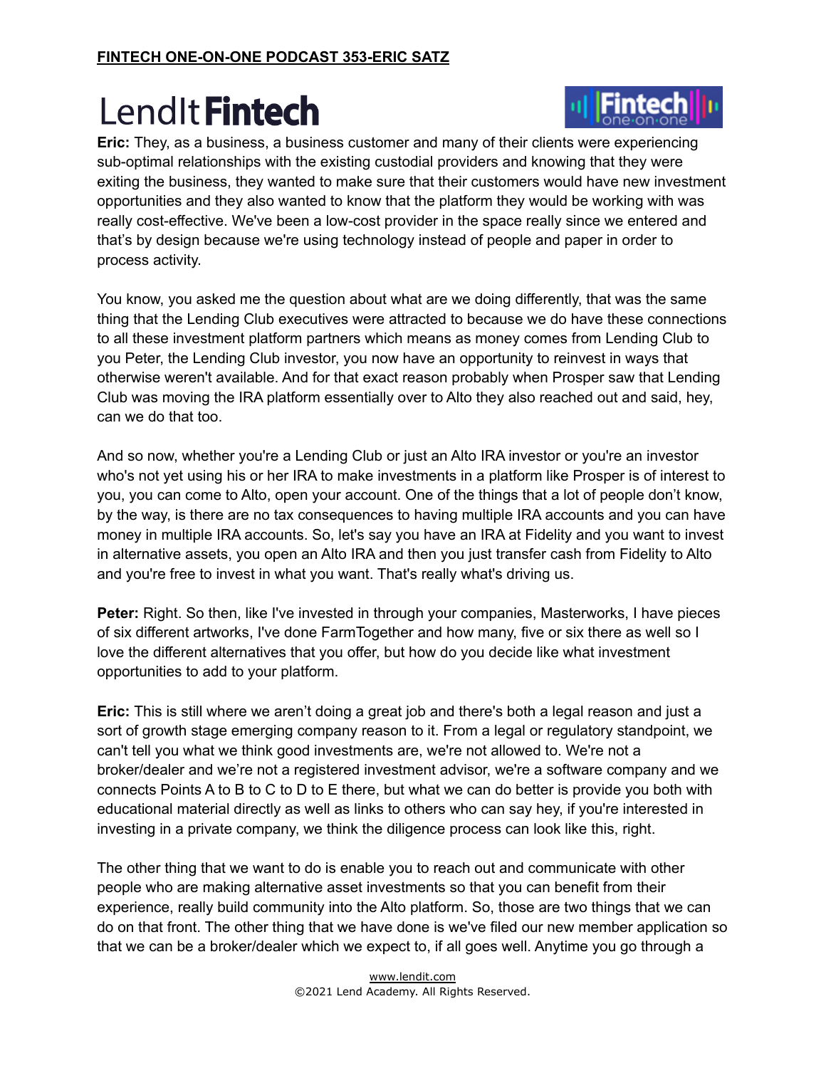**Eric:** They, as a business, a business customer and many of their clients were experiencing sub-optimal relationships with the existing custodial providers and knowing that they were exiting the business, they wanted to make sure that their customers would have new investment opportunities and they also wanted to know that the platform they would be working with was really cost-effective. We've been a low-cost provider in the space really since we entered and that's by design because we're using technology instead of people and paper in order to process activity.

You know, you asked me the question about what are we doing differently, that was the same thing that the Lending Club executives were attracted to because we do have these connections to all these investment platform partners which means as money comes from Lending Club to you Peter, the Lending Club investor, you now have an opportunity to reinvest in ways that otherwise weren't available. And for that exact reason probably when Prosper saw that Lending Club was moving the IRA platform essentially over to Alto they also reached out and said, hey, can we do that too.

And so now, whether you're a Lending Club or just an Alto IRA investor or you're an investor who's not yet using his or her IRA to make investments in a platform like Prosper is of interest to you, you can come to Alto, open your account. One of the things that a lot of people don't know, by the way, is there are no tax consequences to having multiple IRA accounts and you can have money in multiple IRA accounts. So, let's say you have an IRA at Fidelity and you want to invest in alternative assets, you open an Alto IRA and then you just transfer cash from Fidelity to Alto and you're free to invest in what you want. That's really what's driving us.

**Peter:** Right. So then, like I've invested in through your companies, Masterworks, I have pieces of six different artworks, I've done FarmTogether and how many, five or six there as well so I love the different alternatives that you offer, but how do you decide like what investment opportunities to add to your platform.

**Eric:** This is still where we aren't doing a great job and there's both a legal reason and just a sort of growth stage emerging company reason to it. From a legal or regulatory standpoint, we can't tell you what we think good investments are, we're not allowed to. We're not a broker/dealer and we're not a registered investment advisor, we're a software company and we connects Points A to B to C to D to E there, but what we can do better is provide you both with educational material directly as well as links to others who can say hey, if you're interested in investing in a private company, we think the diligence process can look like this, right.

The other thing that we want to do is enable you to reach out and communicate with other people who are making alternative asset investments so that you can benefit from their experience, really build community into the Alto platform. So, those are two things that we can do on that front. The other thing that we have done is we've filed our new member application so that we can be a broker/dealer which we expect to, if all goes well. Anytime you go through a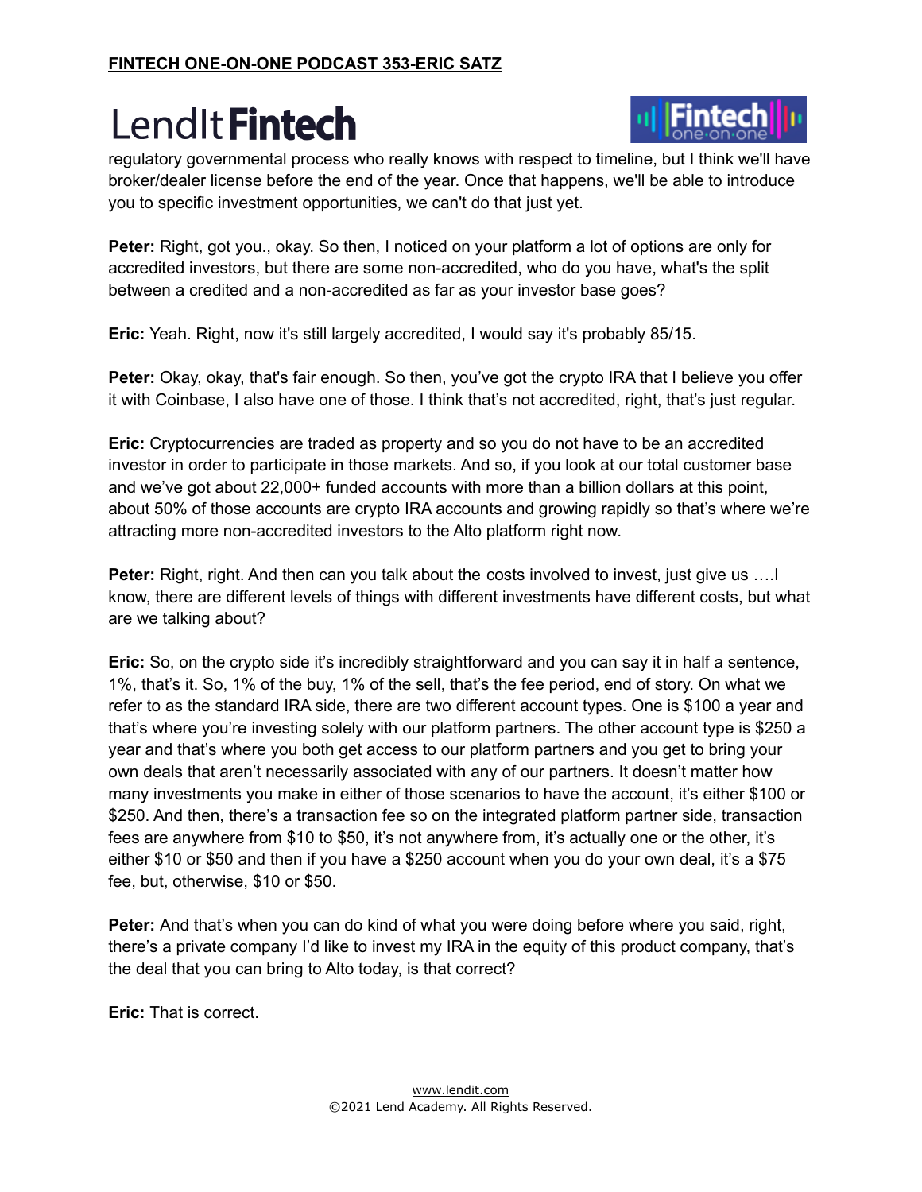regulatory governmental process who really knows with respect to timeline, but I think we'll have broker/dealer license before the end of the year. Once that happens, we'll be able to introduce you to specific investment opportunities, we can't do that just yet.

**Peter:** Right, got you., okay. So then, I noticed on your platform a lot of options are only for accredited investors, but there are some non-accredited, who do you have, what's the split between a credited and a non-accredited as far as your investor base goes?

**Eric:** Yeah. Right, now it's still largely accredited, I would say it's probably 85/15.

**Peter:** Okay, okay, that's fair enough. So then, you've got the crypto IRA that I believe you offer it with Coinbase, I also have one of those. I think that's not accredited, right, that's just regular.

**Eric:** Cryptocurrencies are traded as property and so you do not have to be an accredited investor in order to participate in those markets. And so, if you look at our total customer base and we've got about 22,000+ funded accounts with more than a billion dollars at this point, about 50% of those accounts are crypto IRA accounts and growing rapidly so that's where we're attracting more non-accredited investors to the Alto platform right now.

**Peter:** Right, right. And then can you talk about the costs involved to invest, just give us ….I know, there are different levels of things with different investments have different costs, but what are we talking about?

**Eric:** So, on the crypto side it's incredibly straightforward and you can say it in half a sentence, 1%, that's it. So, 1% of the buy, 1% of the sell, that's the fee period, end of story. On what we refer to as the standard IRA side, there are two different account types. One is $100 a year and that's where you're investing solely with our platform partners. The other account type is $250 a year and that's where you both get access to our platform partners and you get to bring your own deals that aren't necessarily associated with any of our partners. It doesn't matter how many investments you make in either of those scenarios to have the account, it's either $100 or $250. And then, there's a transaction fee so on the integrated platform partner side, transaction fees are anywhere from $10 to $50, it's not anywhere from, it's actually one or the other, it's either $10 or $50 and then if you have a $250 account when you do your own deal, it's a $75 fee, but, otherwise, $10 or $50.

**Peter:** And that's when you can do kind of what you were doing before where you said, right, there's a private company I'd like to invest my IRA in the equity of this product company, that's the deal that you can bring to Alto today, is that correct?

**Eric:** That is correct.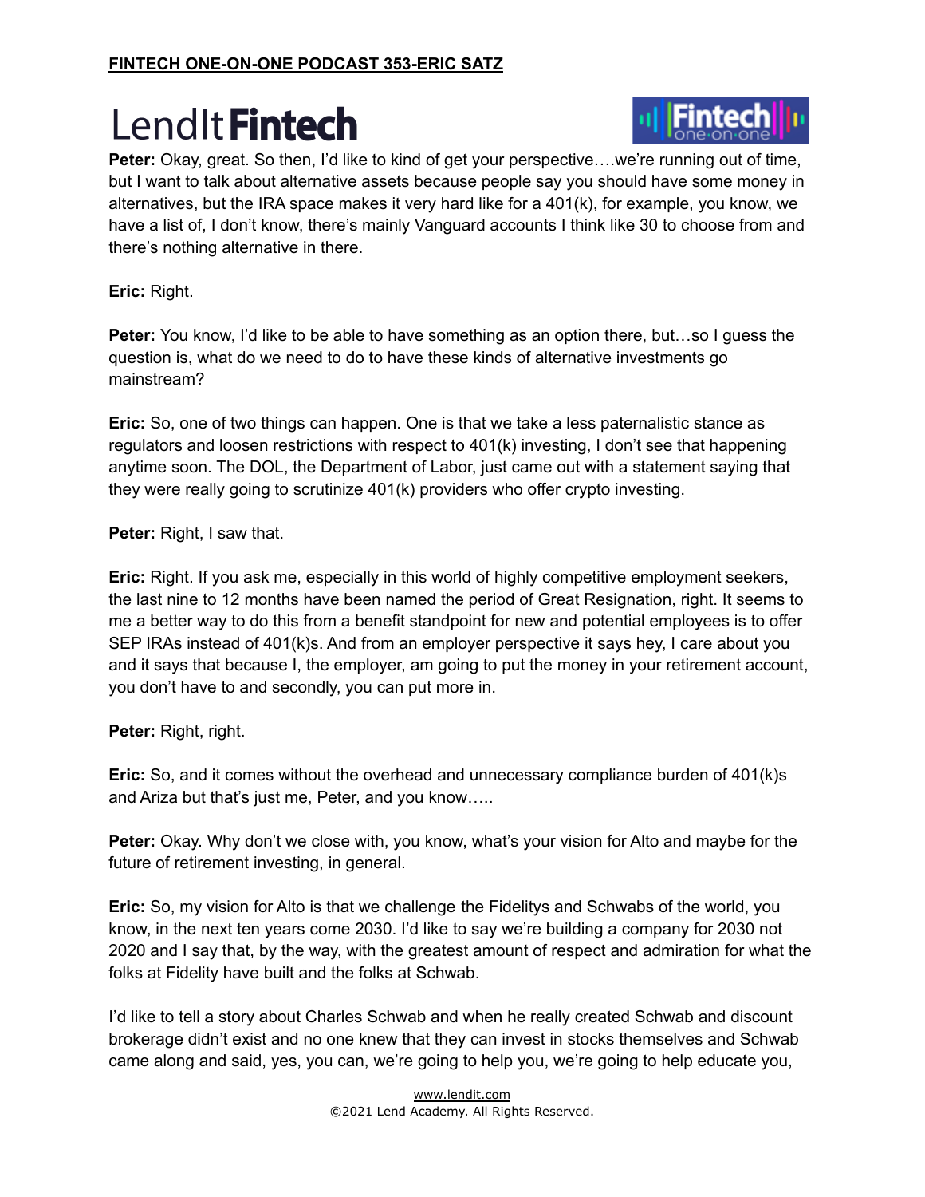**Peter:** Okay, great. So then, I'd like to kind of get your perspective….we're running out of time, but I want to talk about alternative assets because people say you should have some money in alternatives, but the IRA space makes it very hard like for a 401(k), for example, you know, we have a list of, I don't know, there's mainly Vanguard accounts I think like 30 to choose from and there's nothing alternative in there.

**Eric:** Right.

**Peter:** You know, I'd like to be able to have something as an option there, but…so I guess the question is, what do we need to do to have these kinds of alternative investments go mainstream?

**Eric:** So, one of two things can happen. One is that we take a less paternalistic stance as regulators and loosen restrictions with respect to 401(k) investing, I don't see that happening anytime soon. The DOL, the Department of Labor, just came out with a statement saying that they were really going to scrutinize 401(k) providers who offer crypto investing.

**Peter:** Right, I saw that.

**Eric:** Right. If you ask me, especially in this world of highly competitive employment seekers, the last nine to 12 months have been named the period of Great Resignation, right. It seems to me a better way to do this from a benefit standpoint for new and potential employees is to offer SEP IRAs instead of 401(k)s. And from an employer perspective it says hey, I care about you and it says that because I, the employer, am going to put the money in your retirement account, you don't have to and secondly, you can put more in.

**Peter:** Right, right.

**Eric:** So, and it comes without the overhead and unnecessary compliance burden of 401(k)s and Ariza but that's just me, Peter, and you know…..

**Peter:** Okay. Why don't we close with, you know, what's your vision for Alto and maybe for the future of retirement investing, in general.

**Eric:** So, my vision for Alto is that we challenge the Fidelitys and Schwabs of the world, you know, in the next ten years come 2030. I'd like to say we're building a company for 2030 not 2020 and I say that, by the way, with the greatest amount of respect and admiration for what the folks at Fidelity have built and the folks at Schwab.

I'd like to tell a story about Charles Schwab and when he really created Schwab and discount brokerage didn't exist and no one knew that they can invest in stocks themselves and Schwab came along and said, yes, you can, we're going to help you, we're going to help educate you,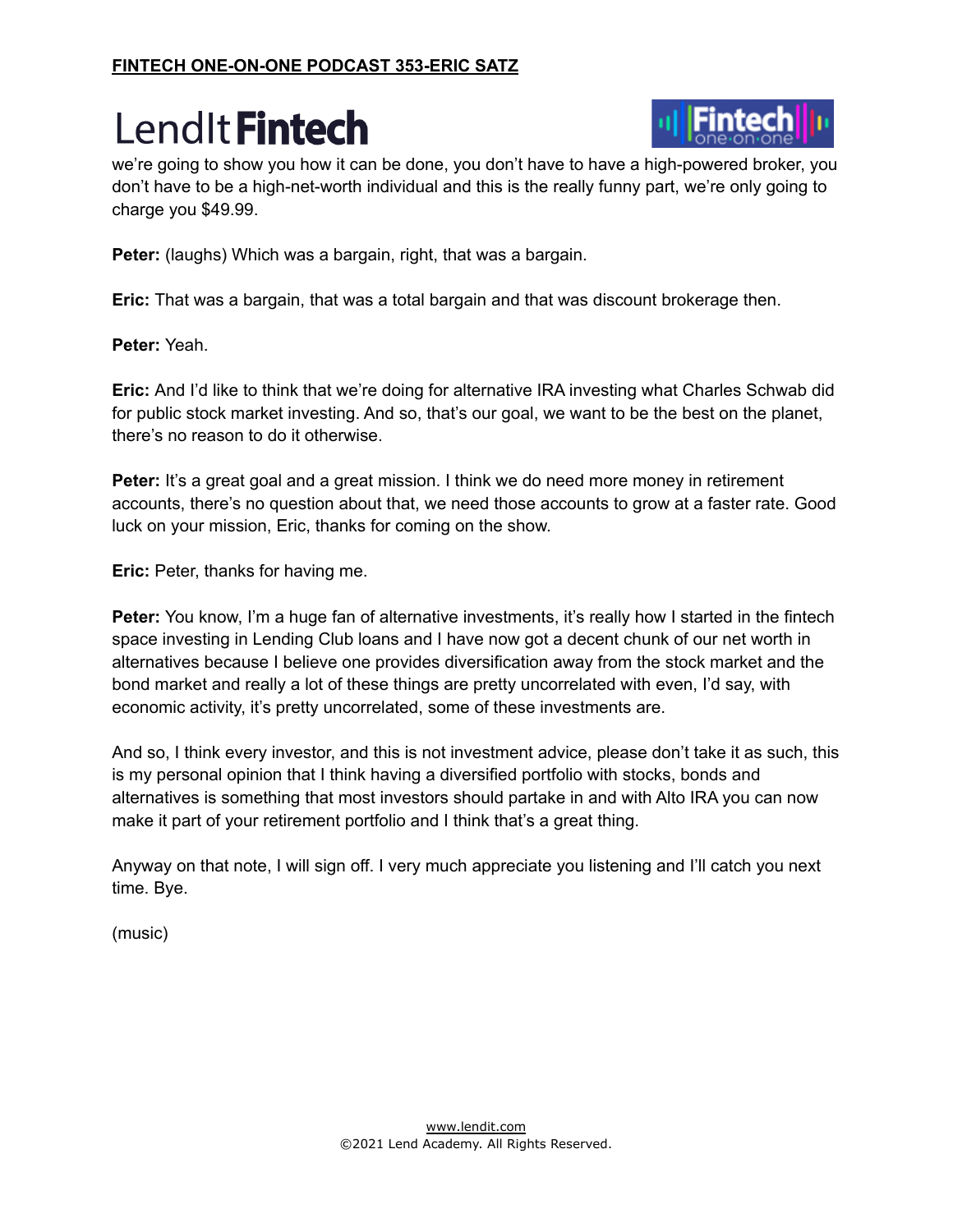we're going to show you how it can be done, you don't have to have a high-powered broker, you don't have to be a high-net-worth individual and this is the really funny part, we're only going to charge you $49.99.

**Peter:** (laughs) Which was a bargain, right, that was a bargain.

**Eric:** That was a bargain, that was a total bargain and that was discount brokerage then.

**Peter:** Yeah.

**Eric:** And I'd like to think that we're doing for alternative IRA investing what Charles Schwab did for public stock market investing. And so, that's our goal, we want to be the best on the planet, there's no reason to do it otherwise.

**Peter:** It's a great goal and a great mission. I think we do need more money in retirement accounts, there's no question about that, we need those accounts to grow at a faster rate. Good luck on your mission, Eric, thanks for coming on the show.

**Eric:** Peter, thanks for having me.

**Peter:** You know, I'm a huge fan of alternative investments, it's really how I started in the fintech space investing in Lending Club loans and I have now got a decent chunk of our net worth in alternatives because I believe one provides diversification away from the stock market and the bond market and really a lot of these things are pretty uncorrelated with even, I'd say, with economic activity, it's pretty uncorrelated, some of these investments are.

And so, I think every investor, and this is not investment advice, please don't take it as such, this is my personal opinion that I think having a diversified portfolio with stocks, bonds and alternatives is something that most investors should partake in and with Alto IRA you can now make it part of your retirement portfolio and I think that's a great thing.

Anyway on that note, I will sign off. I very much appreciate you listening and I'll catch you next time. Bye.

(music)